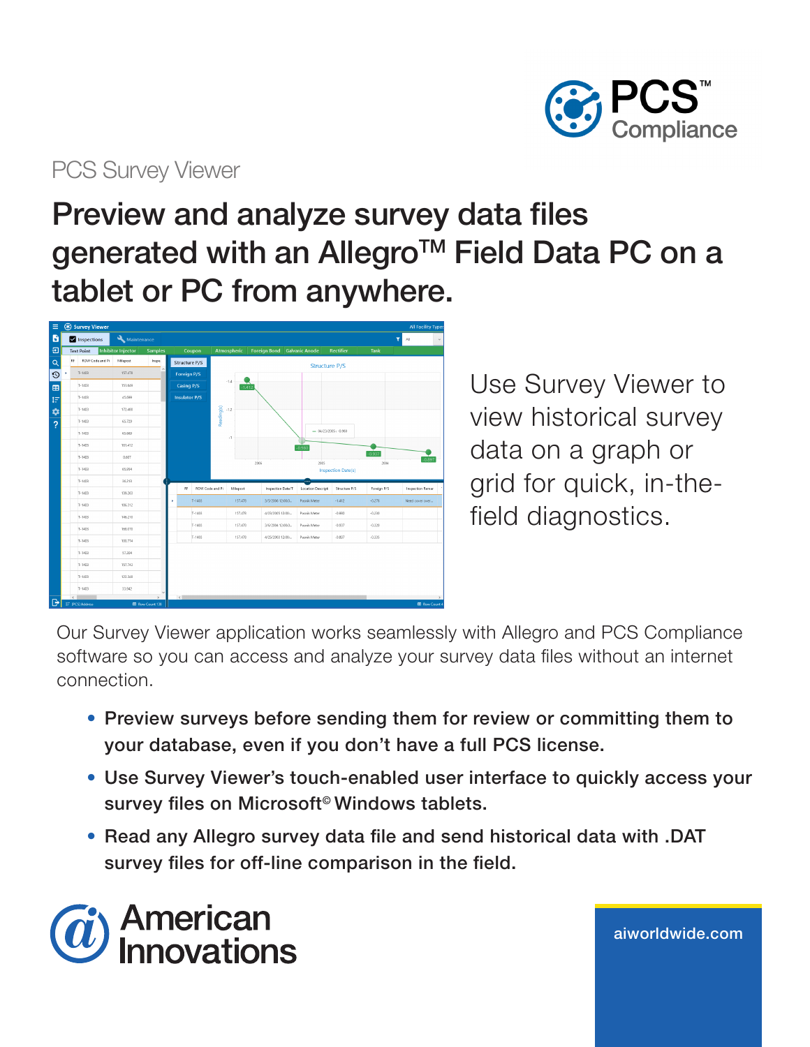PCS Survey Viewer

# Preview and analyze survey data files generated with an Allegro™ Field Data PC on a tablet or PC from anywhere.

Use Survey Viewer to view historical survey data on a graph or grid for quick, in-the-field diagnostics.

Our Survey Viewer application works seamlessly with Allegro and PCS Compliance software so you can access and analyze your survey data files without an internet connection.

- **Preview surveys before sending them for review or committing them to your database, even if you don't have a full PCS license.**
- **Use Survey Viewer's touch-enabled user interface to quickly access your survey files on Microsoft© Windows tablets.**
- **Read any Allegro survey data file and send historical data with .DAT survey files for off-line comparison in the field.**

aiworldwide.com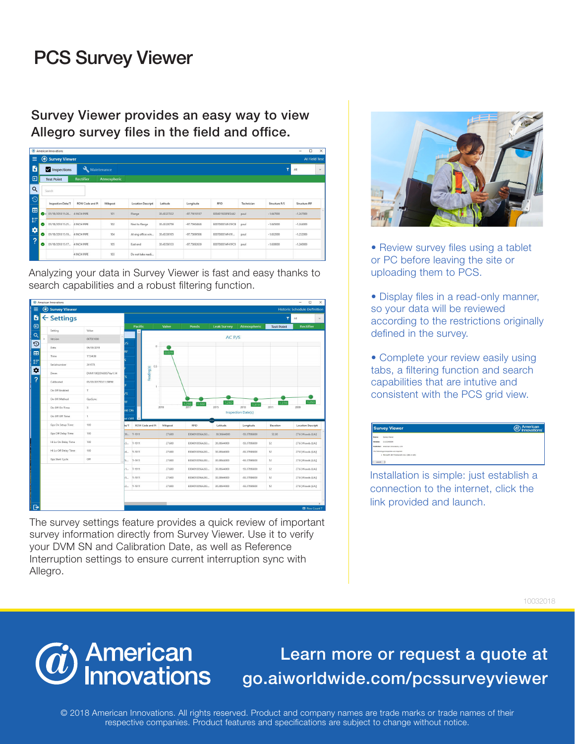# PCS Survey Viewer

## Survey Viewer provides an easy way to view Allegro survey files in the field and office.

Analyzing your data in Survey Viewer is fast and easy thanks to search capabilities and a robust filtering function.

The survey settings feature provides a quick review of important survey information directly from Survey Viewer. Use it to verify your DVM SN and Calibration Date, as well as Reference Interruption settings to ensure current interruption sync with Allegro.

- Review survey files using a tablet or PC before leaving the site or uploading them to PCS.
- Display files in a read-only manner, so your data will be reviewed according to the restrictions originally defined in the survey.
- Complete your review easily using tabs, a filtering function and search capabilities that are intuitive and consistent with the PCS grid view.

Installation is simple: just establish a connection to the internet, click the link provided and launch.

10032018

American Innovations

**Learn more or request a quote at go.aiworldwide.com/pcssurveyviewer**

© 2018 American Innovations. All rights reserved. Product and company names are trade marks or trade names of their respective companies. Product features and specifications are subject to change without notice.